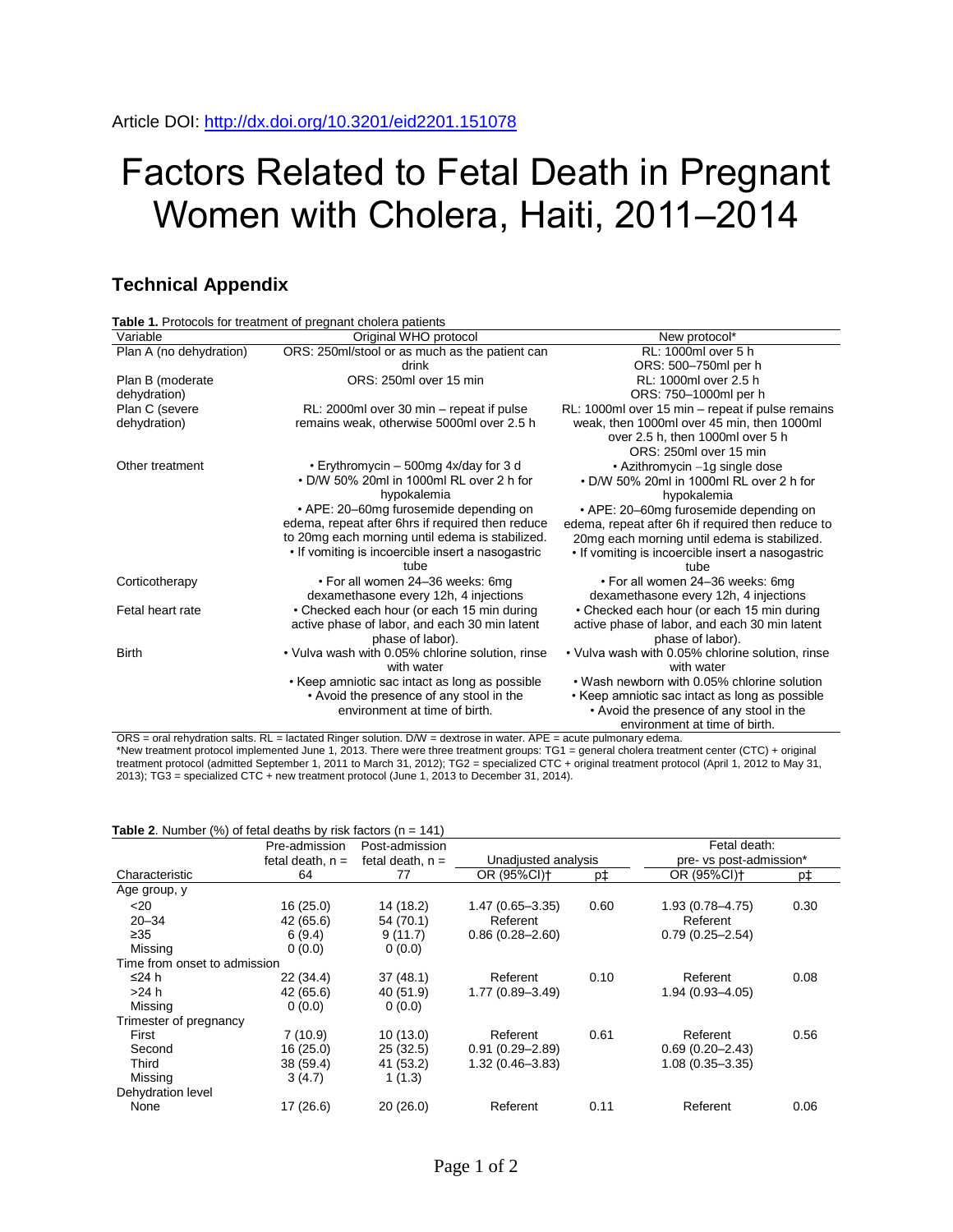Article DOI: http://dx.doi.org/10.3201/eid2201.151078

# Factors Related to Fetal Death in Pregnant Women with Cholera, Haiti, 2011–2014

## Technical Appendix

**Table 1.** Protocols for treatment of pregnant cholera patients

| Variable | Original WHO protocol | New protocol* |
|---|---|---|
| Plan A (no dehydration) | ORS: 250ml/stool or as much as the patient can drink | RL: 1000ml over 5 h<br>ORS: 500–750ml per h |
| Plan B (moderate dehydration) | ORS: 250ml over 15 min | RL: 1000ml over 2.5 h<br>ORS: 750–1000ml per h |
| Plan C (severe dehydration) | RL: 2000ml over 30 min – repeat if pulse remains weak, otherwise 5000ml over 2.5 h | RL: 1000ml over 15 min – repeat if pulse remains weak, then 1000ml over 45 min, then 1000ml over 2.5 h, then 1000ml over 5 h<br>ORS: 250ml over 15 min |
| Other treatment | • Erythromycin – 500mg 4x/day for 3 d<br>• D/W 50% 20ml in 1000ml RL over 2 h for hypokalemia<br>• APE: 20–60mg furosemide depending on edema, repeat after 6hrs if required then reduce to 20mg each morning until edema is stabilized.<br>• If vomiting is incoercible insert a nasogastric tube | • Azithromycin –1g single dose<br>• D/W 50% 20ml in 1000ml RL over 2 h for hypokalemia<br>• APE: 20–60mg furosemide depending on edema, repeat after 6h if required then reduce to 20mg each morning until edema is stabilized.<br>• If vomiting is incoercible insert a nasogastric tube |
| Corticotherapy | • For all women 24–36 weeks: 6mg dexamethasone every 12h, 4 injections | • For all women 24–36 weeks: 6mg dexamethasone every 12h, 4 injections |
| Fetal heart rate | • Checked each hour (or each 15 min during active phase of labor, and each 30 min latent phase of labor). | • Checked each hour (or each 15 min during active phase of labor, and each 30 min latent phase of labor). |
| Birth | • Vulva wash with 0.05% chlorine solution, rinse with water<br>• Keep amniotic sac intact as long as possible<br>• Avoid the presence of any stool in the environment at time of birth. | • Vulva wash with 0.05% chlorine solution, rinse with water<br>• Wash newborn with 0.05% chlorine solution<br>• Keep amniotic sac intact as long as possible<br>• Avoid the presence of any stool in the environment at time of birth. |

ORS = oral rehydration salts. RL = lactated Ringer solution. D/W = dextrose in water. APE = acute pulmonary edema.
*New treatment protocol implemented June 1, 2013. There were three treatment groups: TG1 = general cholera treatment center (CTC) + original treatment protocol (admitted September 1, 2011 to March 31, 2012); TG2 = specialized CTC + original treatment protocol (April 1, 2012 to May 31, 2013); TG3 = specialized CTC + new treatment protocol (June 1, 2013 to December 31, 2014).

**Table 2**. Number (%) of fetal deaths by risk factors (n = 141)

| Characteristic | Pre-admission fetal death, n = 64 | Post-admission fetal death, n = 77 | Unadjusted analysis OR (95%CI)† | p‡ | Fetal death: pre- vs post-admission* OR (95%CI)† | p‡ |
|---|---|---|---|---|---|---|
| Age group, y | | | | | | |
| <20 | 16 (25.0) | 14 (18.2) | 1.47 (0.65–3.35) | 0.60 | 1.93 (0.78–4.75) | 0.30 |
| 20–34 | 42 (65.6) | 54 (70.1) | Referent | | Referent | |
| ≥35 | 6 (9.4) | 9 (11.7) | 0.86 (0.28–2.60) | | 0.79 (0.25–2.54) | |
| Missing | 0 (0.0) | 0 (0.0) | | | | |
| Time from onset to admission | | | | | | |
| ≤24 h | 22 (34.4) | 37 (48.1) | Referent | 0.10 | Referent | 0.08 |
| >24 h | 42 (65.6) | 40 (51.9) | 1.77 (0.89–3.49) | | 1.94 (0.93–4.05) | |
| Missing | 0 (0.0) | 0 (0.0) | | | | |
| Trimester of pregnancy | | | | | | |
| First | 7 (10.9) | 10 (13.0) | Referent | 0.61 | Referent | 0.56 |
| Second | 16 (25.0) | 25 (32.5) | 0.91 (0.29–2.89) | | 0.69 (0.20–2.43) | |
| Third | 38 (59.4) | 41 (53.2) | 1.32 (0.46–3.83) | | 1.08 (0.35–3.35) | |
| Missing | 3 (4.7) | 1 (1.3) | | | | |
| Dehydration level | | | | | | |
| None | 17 (26.6) | 20 (26.0) | Referent | 0.11 | Referent | 0.06 |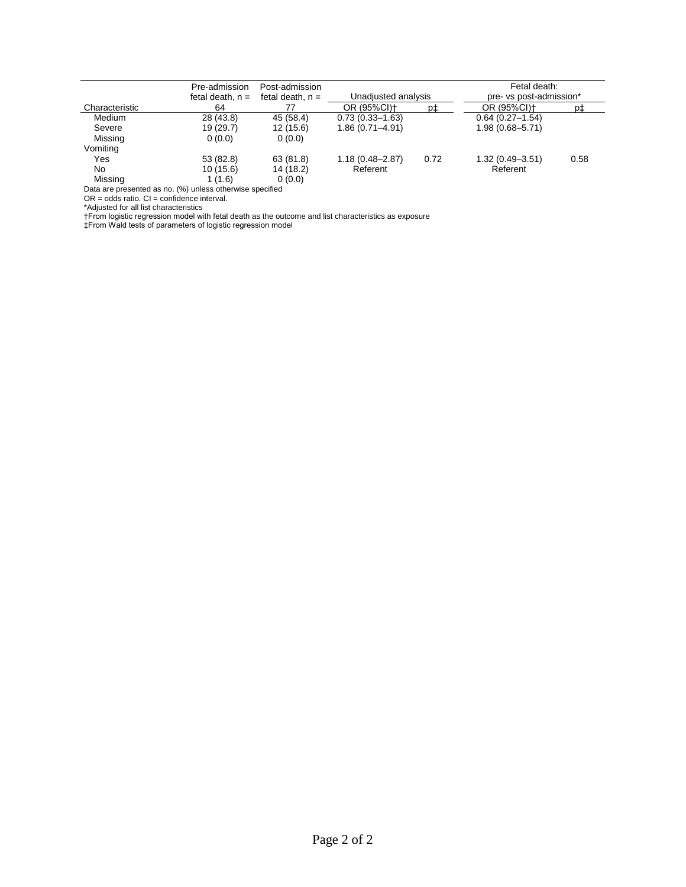| | Pre-admission fetal death, n = | Post-admission fetal death, n = | Unadjusted analysis | | Fetal death: pre- vs post-admission* | |
|---|---|---|---|---|---|---|
| Characteristic | 64 | 77 | OR (95%CI)† | p‡ | OR (95%CI)† | p‡ |
| Medium | 28 (43.8) | 45 (58.4) | 0.73 (0.33–1.63) | | 0.64 (0.27–1.54) | |
| Severe | 19 (29.7) | 12 (15.6) | 1.86 (0.71–4.91) | | 1.98 (0.68–5.71) | |
| Missing | 0 (0.0) | 0 (0.0) | | | | |
| Vomiting | | | | | | |
| Yes | 53 (82.8) | 63 (81.8) | 1.18 (0.48–2.87) | 0.72 | 1.32 (0.49–3.51) | 0.58 |
| No | 10 (15.6) | 14 (18.2) | Referent | | Referent | |
| Missing | 1 (1.6) | 0 (0.0) | | | | |

Data are presented as no. (%) unless otherwise specified

OR = odds ratio. CI = confidence interval.

*Adjusted for all list characteristics

†From logistic regression model with fetal death as the outcome and list characteristics as exposure

‡From Wald tests of parameters of logistic regression model